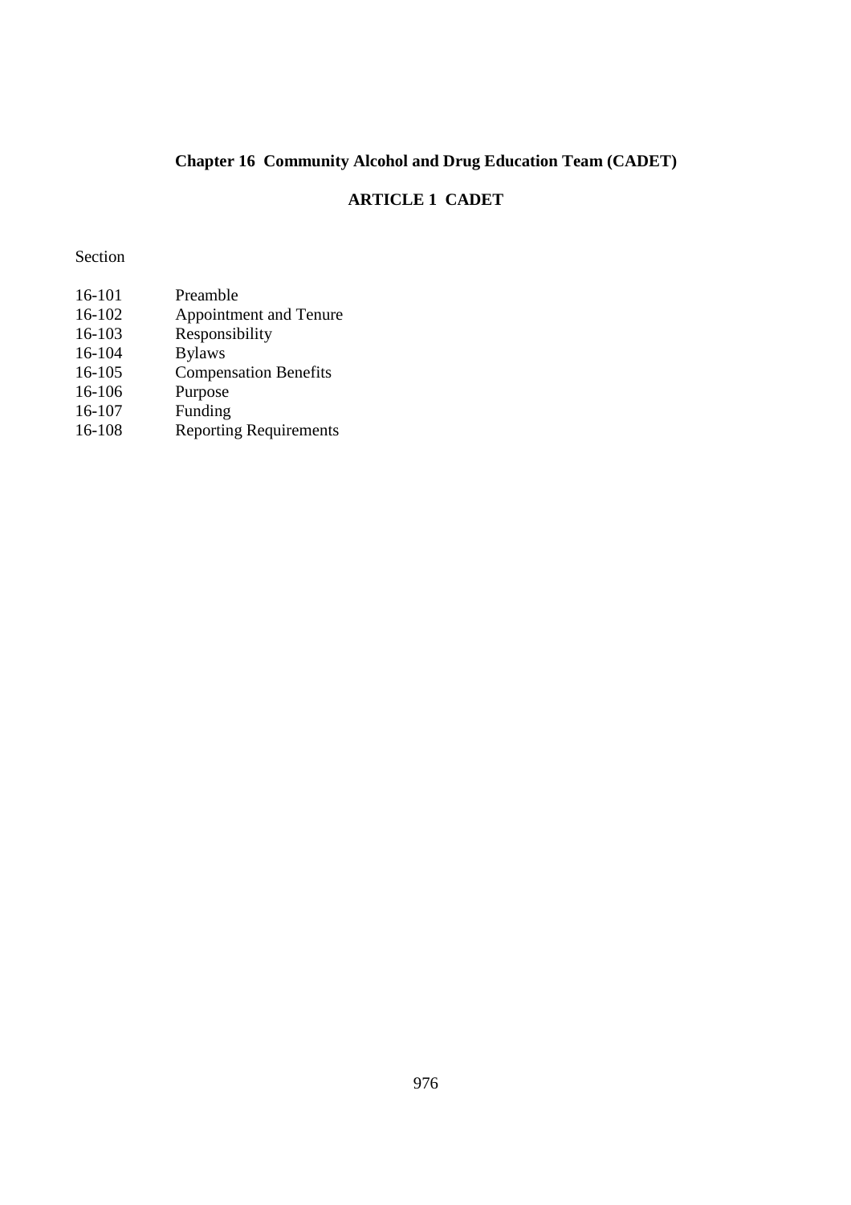# Chapter 16 Community Alcohol and Drug Education Team (CADET)

## ARTICLE 1 CADET

Section

| | |
|---|---|
| 16-101 | Preamble |
| 16-102 | Appointment and Tenure |
| 16-103 | Responsibility |
| 16-104 | Bylaws |
| 16-105 | Compensation Benefits |
| 16-106 | Purpose |
| 16-107 | Funding |
| 16-108 | Reporting Requirements |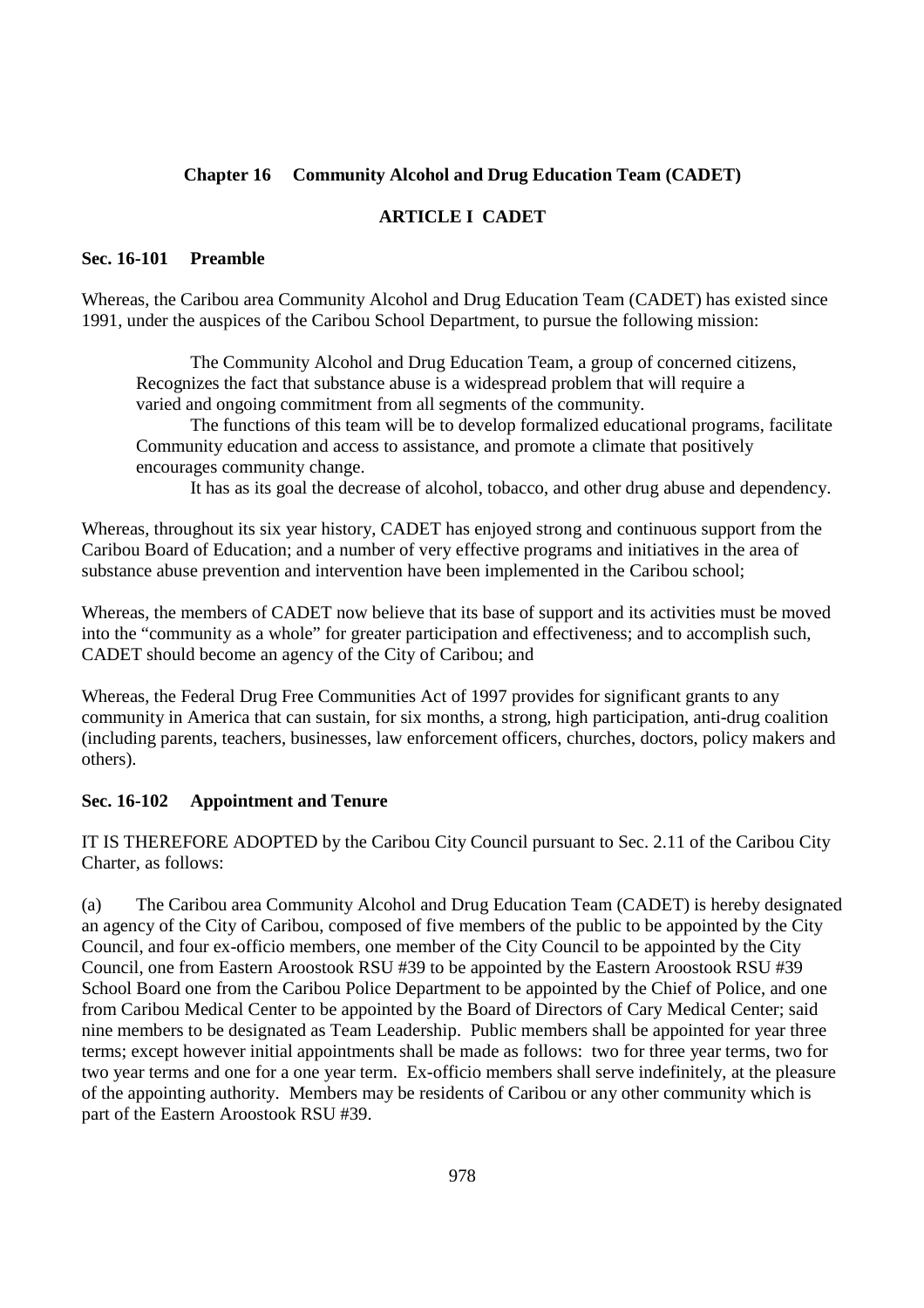## Chapter 16 Community Alcohol and Drug Education Team (CADET)

### ARTICLE I CADET

**Sec. 16-101 Preamble**

Whereas, the Caribou area Community Alcohol and Drug Education Team (CADET) has existed since 1991, under the auspices of the Caribou School Department, to pursue the following mission:

> The Community Alcohol and Drug Education Team, a group of concerned citizens, Recognizes the fact that substance abuse is a widespread problem that will require a varied and ongoing commitment from all segments of the community.
>
> The functions of this team will be to develop formalized educational programs, facilitate Community education and access to assistance, and promote a climate that positively encourages community change.
>
> It has as its goal the decrease of alcohol, tobacco, and other drug abuse and dependency.

Whereas, throughout its six year history, CADET has enjoyed strong and continuous support from the Caribou Board of Education; and a number of very effective programs and initiatives in the area of substance abuse prevention and intervention have been implemented in the Caribou school;

Whereas, the members of CADET now believe that its base of support and its activities must be moved into the "community as a whole" for greater participation and effectiveness; and to accomplish such, CADET should become an agency of the City of Caribou; and

Whereas, the Federal Drug Free Communities Act of 1997 provides for significant grants to any community in America that can sustain, for six months, a strong, high participation, anti-drug coalition (including parents, teachers, businesses, law enforcement officers, churches, doctors, policy makers and others).

**Sec. 16-102 Appointment and Tenure**

IT IS THEREFORE ADOPTED by the Caribou City Council pursuant to Sec. 2.11 of the Caribou City Charter, as follows:

(a) The Caribou area Community Alcohol and Drug Education Team (CADET) is hereby designated an agency of the City of Caribou, composed of five members of the public to be appointed by the City Council, and four ex-officio members, one member of the City Council to be appointed by the City Council, one from Eastern Aroostook RSU #39 to be appointed by the Eastern Aroostook RSU #39 School Board one from the Caribou Police Department to be appointed by the Chief of Police, and one from Caribou Medical Center to be appointed by the Board of Directors of Cary Medical Center; said nine members to be designated as Team Leadership. Public members shall be appointed for year three terms; except however initial appointments shall be made as follows: two for three year terms, two for two year terms and one for a one year term. Ex-officio members shall serve indefinitely, at the pleasure of the appointing authority. Members may be residents of Caribou or any other community which is part of the Eastern Aroostook RSU #39.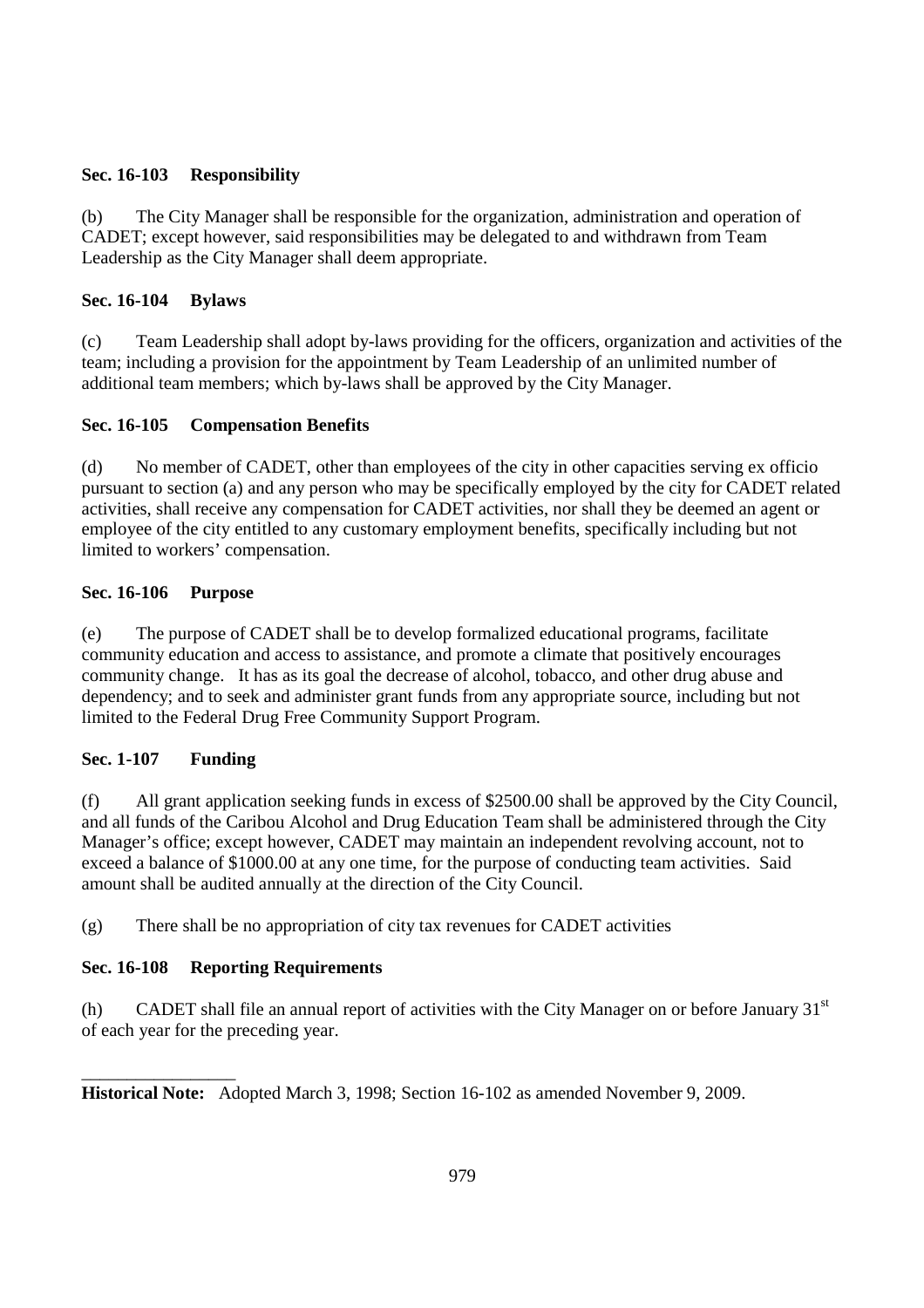**Sec. 16-103 Responsibility**

(b) The City Manager shall be responsible for the organization, administration and operation of CADET; except however, said responsibilities may be delegated to and withdrawn from Team Leadership as the City Manager shall deem appropriate.

**Sec. 16-104 Bylaws**

(c) Team Leadership shall adopt by-laws providing for the officers, organization and activities of the team; including a provision for the appointment by Team Leadership of an unlimited number of additional team members; which by-laws shall be approved by the City Manager.

**Sec. 16-105 Compensation Benefits**

(d) No member of CADET, other than employees of the city in other capacities serving ex officio pursuant to section (a) and any person who may be specifically employed by the city for CADET related activities, shall receive any compensation for CADET activities, nor shall they be deemed an agent or employee of the city entitled to any customary employment benefits, specifically including but not limited to workers' compensation.

**Sec. 16-106 Purpose**

(e) The purpose of CADET shall be to develop formalized educational programs, facilitate community education and access to assistance, and promote a climate that positively encourages community change. It has as its goal the decrease of alcohol, tobacco, and other drug abuse and dependency; and to seek and administer grant funds from any appropriate source, including but not limited to the Federal Drug Free Community Support Program.

**Sec. 1-107 Funding**

(f) All grant application seeking funds in excess of $2500.00 shall be approved by the City Council, and all funds of the Caribou Alcohol and Drug Education Team shall be administered through the City Manager's office; except however, CADET may maintain an independent revolving account, not to exceed a balance of $1000.00 at any one time, for the purpose of conducting team activities. Said amount shall be audited annually at the direction of the City Council.

(g) There shall be no appropriation of city tax revenues for CADET activities

**Sec. 16-108 Reporting Requirements**

(h) CADET shall file an annual report of activities with the City Manager on or before January 31st of each year for the preceding year.

---

**Historical Note:** Adopted March 3, 1998; Section 16-102 as amended November 9, 2009.